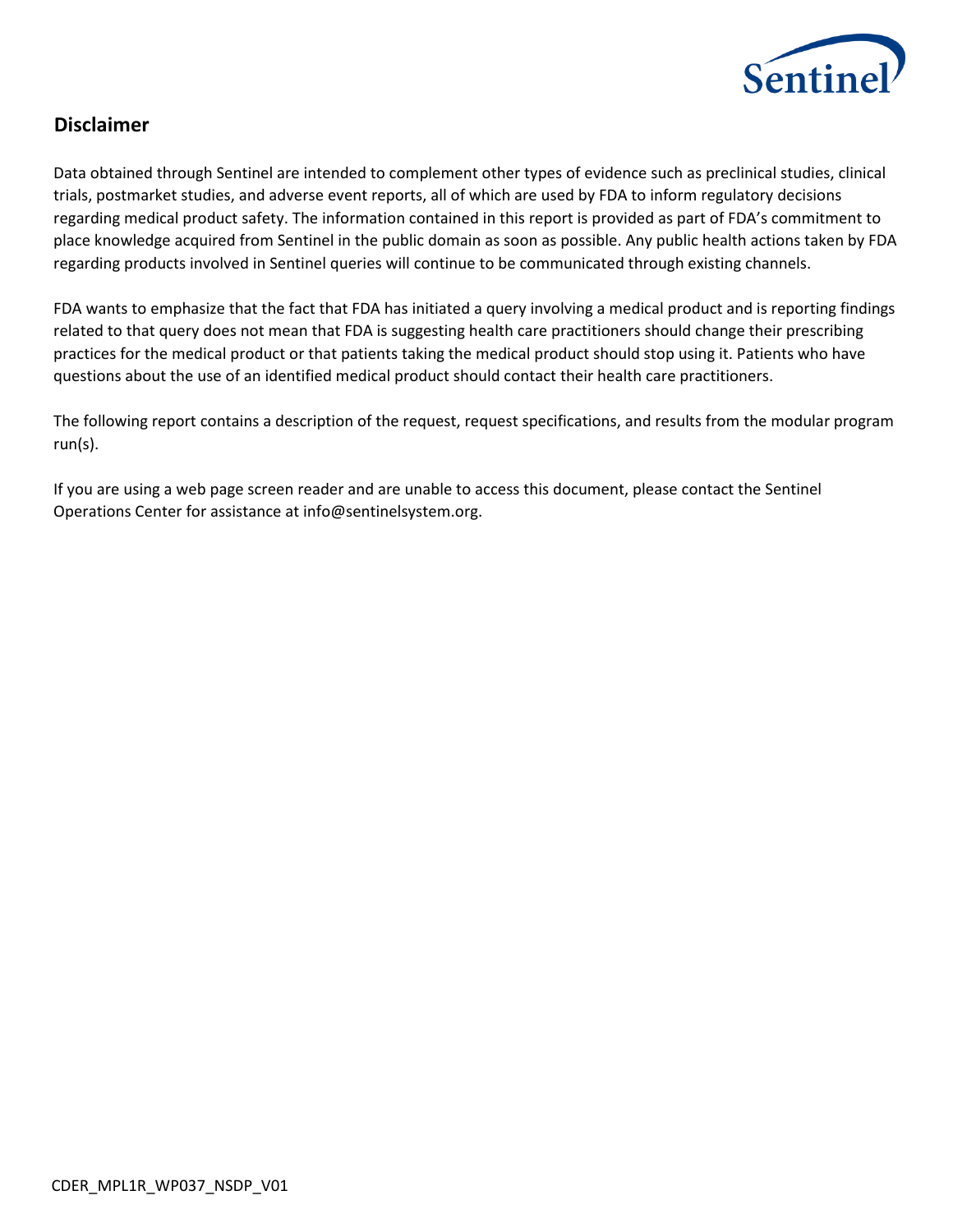## Disclaimer

Data obtained through Sentinel are intended to complement other types of evidence such as preclinical studies, clinical trials, postmarket studies, and adverse event reports, all of which are used by FDA to inform regulatory decisions regarding medical product safety. The information contained in this report is provided as part of FDA's commitment to place knowledge acquired from Sentinel in the public domain as soon as possible. Any public health actions taken by FDA regarding products involved in Sentinel queries will continue to be communicated through existing channels.

FDA wants to emphasize that the fact that FDA has initiated a query involving a medical product and is reporting findings related to that query does not mean that FDA is suggesting health care practitioners should change their prescribing practices for the medical product or that patients taking the medical product should stop using it. Patients who have questions about the use of an identified medical product should contact their health care practitioners.

The following report contains a description of the request, request specifications, and results from the modular program run(s).

If you are using a web page screen reader and are unable to access this document, please contact the Sentinel Operations Center for assistance at info@sentinelsystem.org.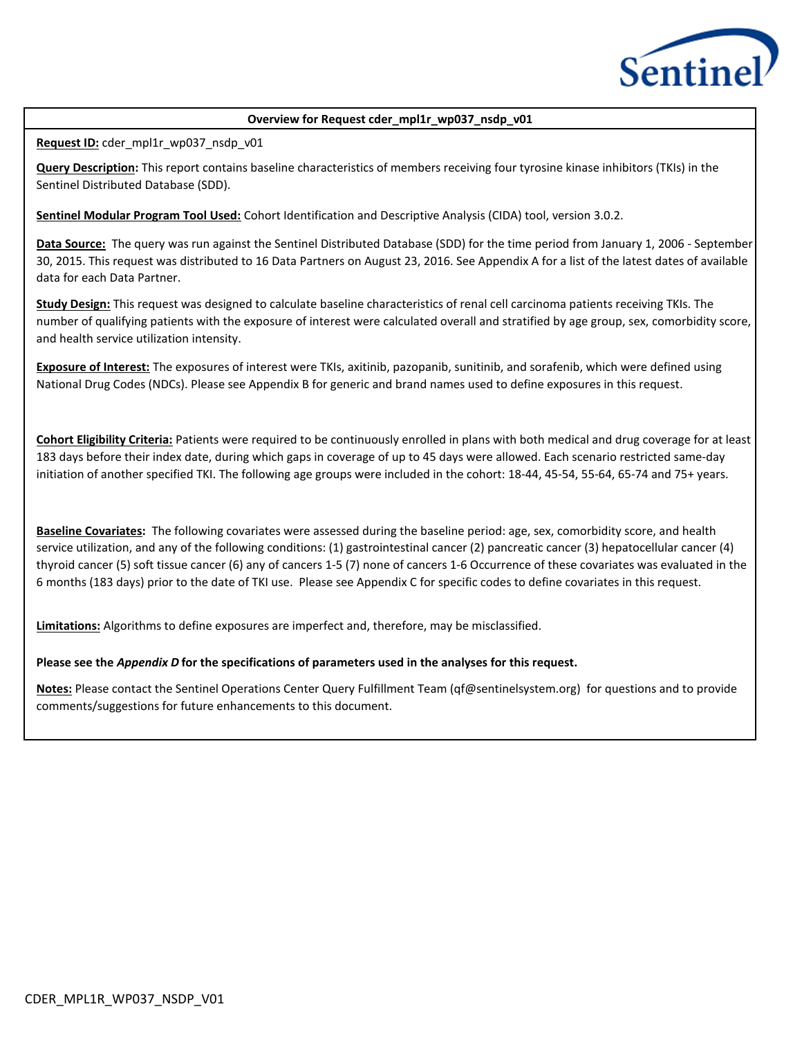**Overview for Request cder_mpl1r_wp037_nsdp_v01**

**Request ID:** cder_mpl1r_wp037_nsdp_v01

**Query Description:** This report contains baseline characteristics of members receiving four tyrosine kinase inhibitors (TKIs) in the Sentinel Distributed Database (SDD).

**Sentinel Modular Program Tool Used:** Cohort Identification and Descriptive Analysis (CIDA) tool, version 3.0.2.

**Data Source:** The query was run against the Sentinel Distributed Database (SDD) for the time period from January 1, 2006 - September 30, 2015. This request was distributed to 16 Data Partners on August 23, 2016. See Appendix A for a list of the latest dates of available data for each Data Partner.

**Study Design:** This request was designed to calculate baseline characteristics of renal cell carcinoma patients receiving TKIs. The number of qualifying patients with the exposure of interest were calculated overall and stratified by age group, sex, comorbidity score, and health service utilization intensity.

**Exposure of Interest:** The exposures of interest were TKIs, axitinib, pazopanib, sunitinib, and sorafenib, which were defined using National Drug Codes (NDCs). Please see Appendix B for generic and brand names used to define exposures in this request.

**Cohort Eligibility Criteria:** Patients were required to be continuously enrolled in plans with both medical and drug coverage for at least 183 days before their index date, during which gaps in coverage of up to 45 days were allowed. Each scenario restricted same-day initiation of another specified TKI. The following age groups were included in the cohort: 18-44, 45-54, 55-64, 65-74 and 75+ years.

**Baseline Covariates:** The following covariates were assessed during the baseline period: age, sex, comorbidity score, and health service utilization, and any of the following conditions: (1) gastrointestinal cancer (2) pancreatic cancer (3) hepatocellular cancer (4) thyroid cancer (5) soft tissue cancer (6) any of cancers 1-5 (7) none of cancers 1-6 Occurrence of these covariates was evaluated in the 6 months (183 days) prior to the date of TKI use. Please see Appendix C for specific codes to define covariates in this request.

**Limitations:** Algorithms to define exposures are imperfect and, therefore, may be misclassified.

**Please see the *Appendix D* for the specifications of parameters used in the analyses for this request.**

**Notes:** Please contact the Sentinel Operations Center Query Fulfillment Team (qf@sentinelsystem.org) for questions and to provide comments/suggestions for future enhancements to this document.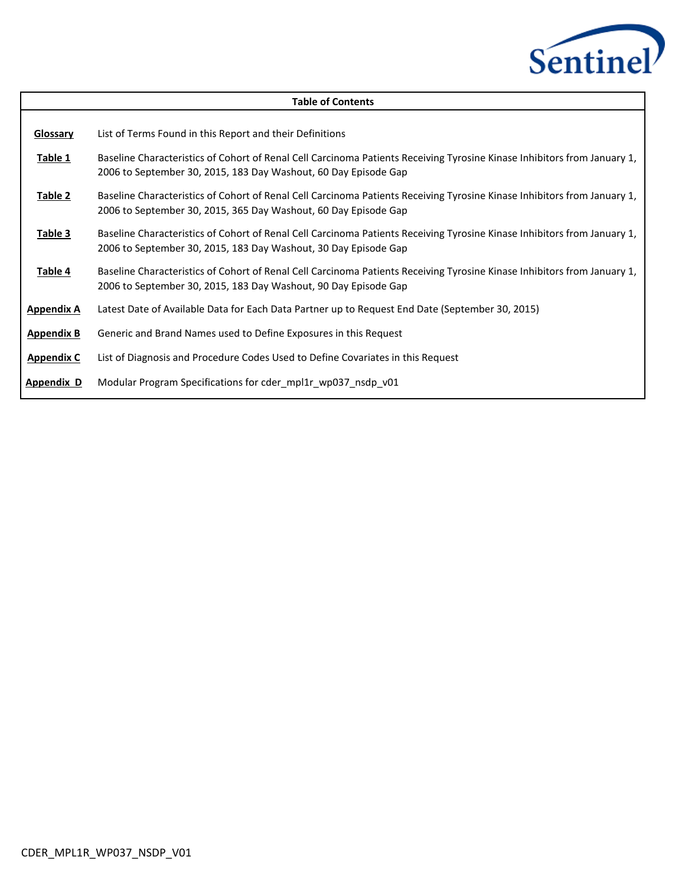| Table of Contents | |
|---|---|
| **Glossary** | List of Terms Found in this Report and their Definitions |
| **Table 1** | Baseline Characteristics of Cohort of Renal Cell Carcinoma Patients Receiving Tyrosine Kinase Inhibitors from January 1, 2006 to September 30, 2015, 183 Day Washout, 60 Day Episode Gap |
| **Table 2** | Baseline Characteristics of Cohort of Renal Cell Carcinoma Patients Receiving Tyrosine Kinase Inhibitors from January 1, 2006 to September 30, 2015, 365 Day Washout, 60 Day Episode Gap |
| **Table 3** | Baseline Characteristics of Cohort of Renal Cell Carcinoma Patients Receiving Tyrosine Kinase Inhibitors from January 1, 2006 to September 30, 2015, 183 Day Washout, 30 Day Episode Gap |
| **Table 4** | Baseline Characteristics of Cohort of Renal Cell Carcinoma Patients Receiving Tyrosine Kinase Inhibitors from January 1, 2006 to September 30, 2015, 183 Day Washout, 90 Day Episode Gap |
| **Appendix A** | Latest Date of Available Data for Each Data Partner up to Request End Date (September 30, 2015) |
| **Appendix B** | Generic and Brand Names used to Define Exposures in this Request |
| **Appendix C** | List of Diagnosis and Procedure Codes Used to Define Covariates in this Request |
| **Appendix D** | Modular Program Specifications for cder_mpl1r_wp037_nsdp_v01 |

CDER_MPL1R_WP037_NSDP_V01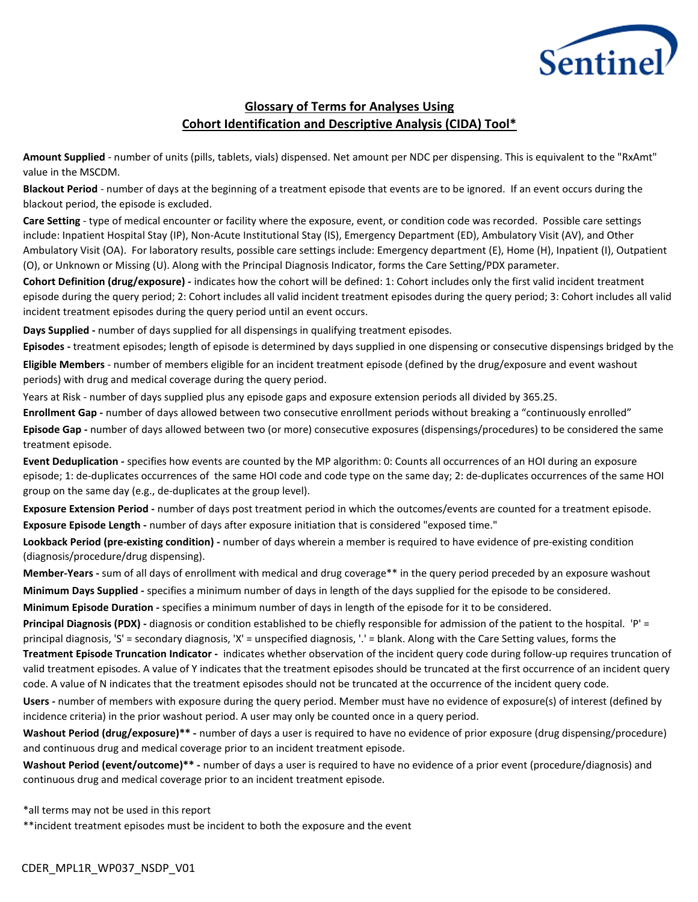## Glossary of Terms for Analyses Using Cohort Identification and Descriptive Analysis (CIDA) Tool*

**Amount Supplied** - number of units (pills, tablets, vials) dispensed. Net amount per NDC per dispensing. This is equivalent to the "RxAmt" value in the MSCDM.

**Blackout Period** - number of days at the beginning of a treatment episode that events are to be ignored. If an event occurs during the blackout period, the episode is excluded.

**Care Setting** - type of medical encounter or facility where the exposure, event, or condition code was recorded. Possible care settings include: Inpatient Hospital Stay (IP), Non-Acute Institutional Stay (IS), Emergency Department (ED), Ambulatory Visit (AV), and Other Ambulatory Visit (OA). For laboratory results, possible care settings include: Emergency department (E), Home (H), Inpatient (I), Outpatient (O), or Unknown or Missing (U). Along with the Principal Diagnosis Indicator, forms the Care Setting/PDX parameter.

**Cohort Definition (drug/exposure) -** indicates how the cohort will be defined: 1: Cohort includes only the first valid incident treatment episode during the query period; 2: Cohort includes all valid incident treatment episodes during the query period; 3: Cohort includes all valid incident treatment episodes during the query period until an event occurs.

**Days Supplied -** number of days supplied for all dispensings in qualifying treatment episodes.

**Episodes -** treatment episodes; length of episode is determined by days supplied in one dispensing or consecutive dispensings bridged by the

**Eligible Members** - number of members eligible for an incident treatment episode (defined by the drug/exposure and event washout periods) with drug and medical coverage during the query period.

Years at Risk - number of days supplied plus any episode gaps and exposure extension periods all divided by 365.25.

**Enrollment Gap -** number of days allowed between two consecutive enrollment periods without breaking a "continuously enrolled"

**Episode Gap -** number of days allowed between two (or more) consecutive exposures (dispensings/procedures) to be considered the same treatment episode.

**Event Deduplication -** specifies how events are counted by the MP algorithm: 0: Counts all occurrences of an HOI during an exposure episode; 1: de-duplicates occurrences of the same HOI code and code type on the same day; 2: de-duplicates occurrences of the same HOI group on the same day (e.g., de-duplicates at the group level).

**Exposure Extension Period -** number of days post treatment period in which the outcomes/events are counted for a treatment episode.

**Exposure Episode Length -** number of days after exposure initiation that is considered "exposed time."

**Lookback Period (pre-existing condition) -** number of days wherein a member is required to have evidence of pre-existing condition (diagnosis/procedure/drug dispensing).

**Member-Years -** sum of all days of enrollment with medical and drug coverage** in the query period preceded by an exposure washout

**Minimum Days Supplied -** specifies a minimum number of days in length of the days supplied for the episode to be considered.

**Minimum Episode Duration -** specifies a minimum number of days in length of the episode for it to be considered.

**Principal Diagnosis (PDX) -** diagnosis or condition established to be chiefly responsible for admission of the patient to the hospital. 'P' = principal diagnosis, 'S' = secondary diagnosis, 'X' = unspecified diagnosis, '.' = blank. Along with the Care Setting values, forms the

**Treatment Episode Truncation Indicator -** indicates whether observation of the incident query code during follow-up requires truncation of valid treatment episodes. A value of Y indicates that the treatment episodes should be truncated at the first occurrence of an incident query code. A value of N indicates that the treatment episodes should not be truncated at the occurrence of the incident query code.

**Users -** number of members with exposure during the query period. Member must have no evidence of exposure(s) of interest (defined by incidence criteria) in the prior washout period. A user may only be counted once in a query period.

**Washout Period (drug/exposure)** -** number of days a user is required to have no evidence of prior exposure (drug dispensing/procedure) and continuous drug and medical coverage prior to an incident treatment episode.

**Washout Period (event/outcome)** -** number of days a user is required to have no evidence of a prior event (procedure/diagnosis) and continuous drug and medical coverage prior to an incident treatment episode.

*all terms may not be used in this report

**incident treatment episodes must be incident to both the exposure and the event

CDER_MPL1R_WP037_NSDP_V01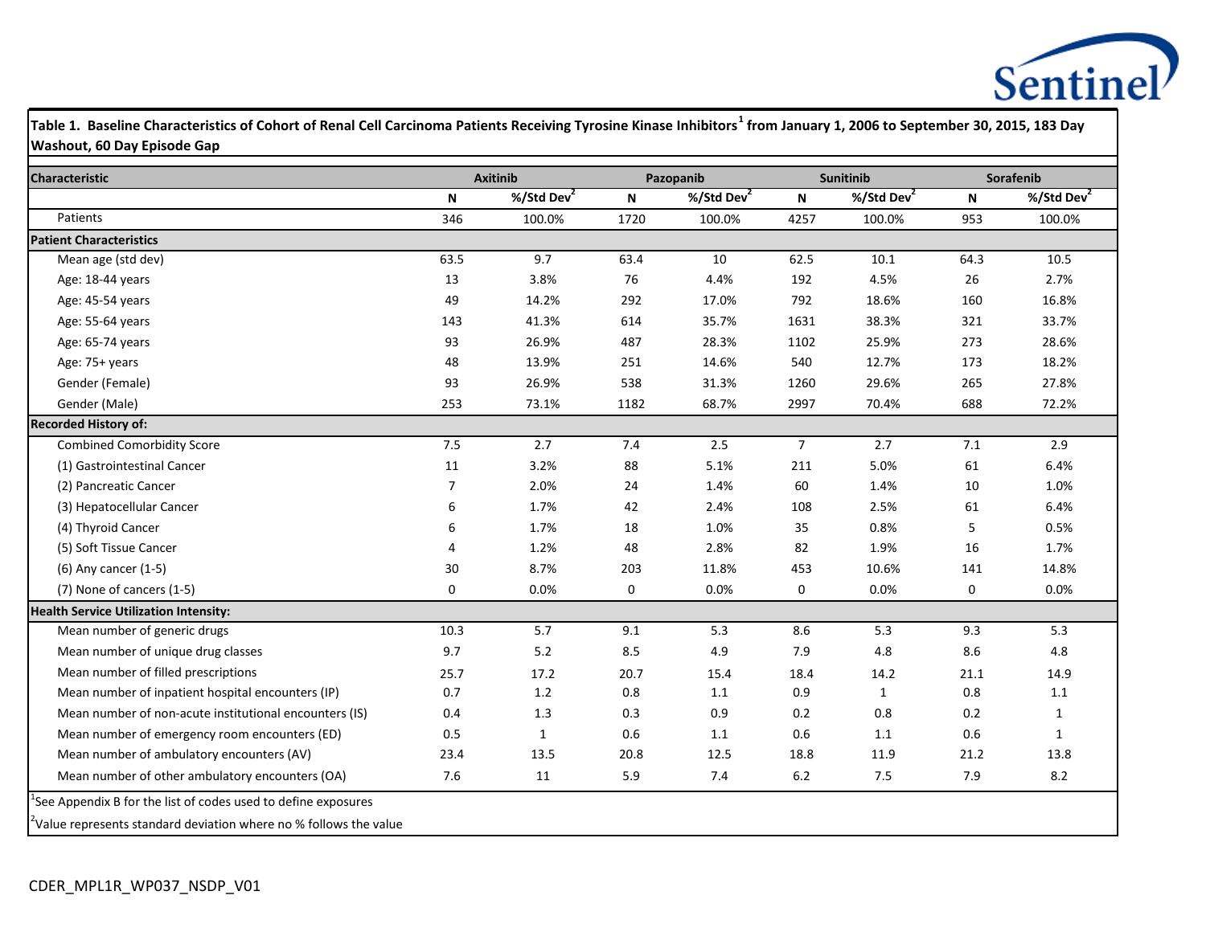**Table 1. Baseline Characteristics of Cohort of Renal Cell Carcinoma Patients Receiving Tyrosine Kinase Inhibitors[1] from January 1, 2006 to September 30, 2015, 183 Day Washout, 60 Day Episode Gap**

| Characteristic | Axitinib | | Pazopanib | | Sunitinib | | Sorafenib | |
|---|---|---|---|---|---|---|---|---|
| | N | %/Std Dev[2] | N | %/Std Dev[2] | N | %/Std Dev[2] | N | %/Std Dev[2] |
| Patients | 346 | 100.0% | 1720 | 100.0% | 4257 | 100.0% | 953 | 100.0% |
| **Patient Characteristics** | | | | | | | | |
| Mean age (std dev) | 63.5 | 9.7 | 63.4 | 10 | 62.5 | 10.1 | 64.3 | 10.5 |
| Age: 18-44 years | 13 | 3.8% | 76 | 4.4% | 192 | 4.5% | 26 | 2.7% |
| Age: 45-54 years | 49 | 14.2% | 292 | 17.0% | 792 | 18.6% | 160 | 16.8% |
| Age: 55-64 years | 143 | 41.3% | 614 | 35.7% | 1631 | 38.3% | 321 | 33.7% |
| Age: 65-74 years | 93 | 26.9% | 487 | 28.3% | 1102 | 25.9% | 273 | 28.6% |
| Age: 75+ years | 48 | 13.9% | 251 | 14.6% | 540 | 12.7% | 173 | 18.2% |
| Gender (Female) | 93 | 26.9% | 538 | 31.3% | 1260 | 29.6% | 265 | 27.8% |
| Gender (Male) | 253 | 73.1% | 1182 | 68.7% | 2997 | 70.4% | 688 | 72.2% |
| **Recorded History of:** | | | | | | | | |
| Combined Comorbidity Score | 7.5 | 2.7 | 7.4 | 2.5 | 7 | 2.7 | 7.1 | 2.9 |
| (1) Gastrointestinal Cancer | 11 | 3.2% | 88 | 5.1% | 211 | 5.0% | 61 | 6.4% |
| (2) Pancreatic Cancer | 7 | 2.0% | 24 | 1.4% | 60 | 1.4% | 10 | 1.0% |
| (3) Hepatocellular Cancer | 6 | 1.7% | 42 | 2.4% | 108 | 2.5% | 61 | 6.4% |
| (4) Thyroid Cancer | 6 | 1.7% | 18 | 1.0% | 35 | 0.8% | 5 | 0.5% |
| (5) Soft Tissue Cancer | 4 | 1.2% | 48 | 2.8% | 82 | 1.9% | 16 | 1.7% |
| (6) Any cancer (1-5) | 30 | 8.7% | 203 | 11.8% | 453 | 10.6% | 141 | 14.8% |
| (7) None of cancers (1-5) | 0 | 0.0% | 0 | 0.0% | 0 | 0.0% | 0 | 0.0% |
| **Health Service Utilization Intensity:** | | | | | | | | |
| Mean number of generic drugs | 10.3 | 5.7 | 9.1 | 5.3 | 8.6 | 5.3 | 9.3 | 5.3 |
| Mean number of unique drug classes | 9.7 | 5.2 | 8.5 | 4.9 | 7.9 | 4.8 | 8.6 | 4.8 |
| Mean number of filled prescriptions | 25.7 | 17.2 | 20.7 | 15.4 | 18.4 | 14.2 | 21.1 | 14.9 |
| Mean number of inpatient hospital encounters (IP) | 0.7 | 1.2 | 0.8 | 1.1 | 0.9 | 1 | 0.8 | 1.1 |
| Mean number of non-acute institutional encounters (IS) | 0.4 | 1.3 | 0.3 | 0.9 | 0.2 | 0.8 | 0.2 | 1 |
| Mean number of emergency room encounters (ED) | 0.5 | 1 | 0.6 | 1.1 | 0.6 | 1.1 | 0.6 | 1 |
| Mean number of ambulatory encounters (AV) | 23.4 | 13.5 | 20.8 | 12.5 | 18.8 | 11.9 | 21.2 | 13.8 |
| Mean number of other ambulatory encounters (OA) | 7.6 | 11 | 5.9 | 7.4 | 6.2 | 7.5 | 7.9 | 8.2 |

[1]See Appendix B for the list of codes used to define exposures

[2]Value represents standard deviation where no % follows the value

CDER_MPL1R_WP037_NSDP_V01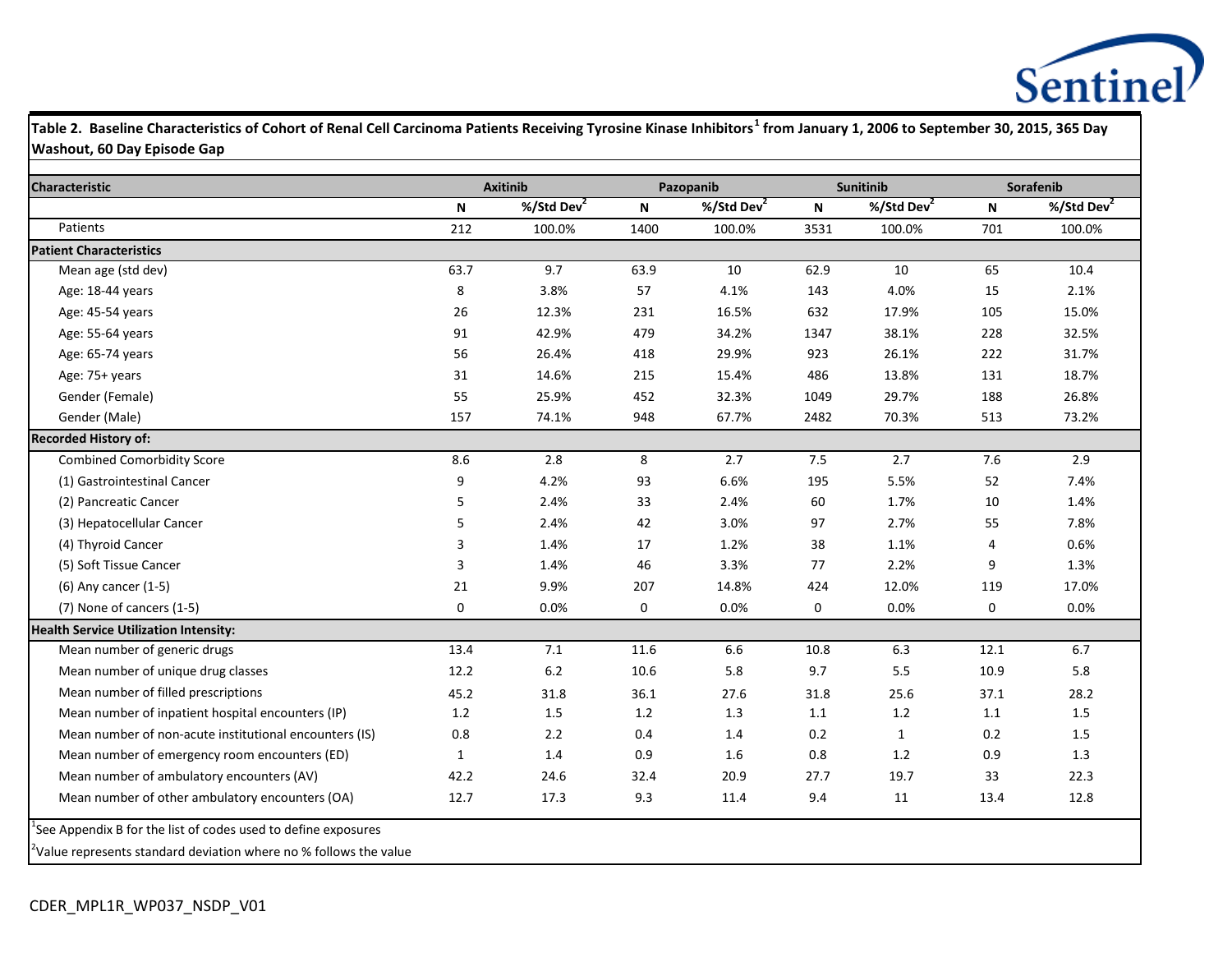**Table 2. Baseline Characteristics of Cohort of Renal Cell Carcinoma Patients Receiving Tyrosine Kinase Inhibitors[1] from January 1, 2006 to September 30, 2015, 365 Day Washout, 60 Day Episode Gap**

| Characteristic | Axitinib | | Pazopanib | | Sunitinib | | Sorafenib | |
|---|---|---|---|---|---|---|---|---|
| | N | %/Std Dev[2] | N | %/Std Dev[2] | N | %/Std Dev[2] | N | %/Std Dev[2] |
| Patients | 212 | 100.0% | 1400 | 100.0% | 3531 | 100.0% | 701 | 100.0% |
| **Patient Characteristics** | | | | | | | | |
| Mean age (std dev) | 63.7 | 9.7 | 63.9 | 10 | 62.9 | 10 | 65 | 10.4 |
| Age: 18-44 years | 8 | 3.8% | 57 | 4.1% | 143 | 4.0% | 15 | 2.1% |
| Age: 45-54 years | 26 | 12.3% | 231 | 16.5% | 632 | 17.9% | 105 | 15.0% |
| Age: 55-64 years | 91 | 42.9% | 479 | 34.2% | 1347 | 38.1% | 228 | 32.5% |
| Age: 65-74 years | 56 | 26.4% | 418 | 29.9% | 923 | 26.1% | 222 | 31.7% |
| Age: 75+ years | 31 | 14.6% | 215 | 15.4% | 486 | 13.8% | 131 | 18.7% |
| Gender (Female) | 55 | 25.9% | 452 | 32.3% | 1049 | 29.7% | 188 | 26.8% |
| Gender (Male) | 157 | 74.1% | 948 | 67.7% | 2482 | 70.3% | 513 | 73.2% |
| **Recorded History of:** | | | | | | | | |
| Combined Comorbidity Score | 8.6 | 2.8 | 8 | 2.7 | 7.5 | 2.7 | 7.6 | 2.9 |
| (1) Gastrointestinal Cancer | 9 | 4.2% | 93 | 6.6% | 195 | 5.5% | 52 | 7.4% |
| (2) Pancreatic Cancer | 5 | 2.4% | 33 | 2.4% | 60 | 1.7% | 10 | 1.4% |
| (3) Hepatocellular Cancer | 5 | 2.4% | 42 | 3.0% | 97 | 2.7% | 55 | 7.8% |
| (4) Thyroid Cancer | 3 | 1.4% | 17 | 1.2% | 38 | 1.1% | 4 | 0.6% |
| (5) Soft Tissue Cancer | 3 | 1.4% | 46 | 3.3% | 77 | 2.2% | 9 | 1.3% |
| (6) Any cancer (1-5) | 21 | 9.9% | 207 | 14.8% | 424 | 12.0% | 119 | 17.0% |
| (7) None of cancers (1-5) | 0 | 0.0% | 0 | 0.0% | 0 | 0.0% | 0 | 0.0% |
| **Health Service Utilization Intensity:** | | | | | | | | |
| Mean number of generic drugs | 13.4 | 7.1 | 11.6 | 6.6 | 10.8 | 6.3 | 12.1 | 6.7 |
| Mean number of unique drug classes | 12.2 | 6.2 | 10.6 | 5.8 | 9.7 | 5.5 | 10.9 | 5.8 |
| Mean number of filled prescriptions | 45.2 | 31.8 | 36.1 | 27.6 | 31.8 | 25.6 | 37.1 | 28.2 |
| Mean number of inpatient hospital encounters (IP) | 1.2 | 1.5 | 1.2 | 1.3 | 1.1 | 1.2 | 1.1 | 1.5 |
| Mean number of non-acute institutional encounters (IS) | 0.8 | 2.2 | 0.4 | 1.4 | 0.2 | 1 | 0.2 | 1.5 |
| Mean number of emergency room encounters (ED) | 1 | 1.4 | 0.9 | 1.6 | 0.8 | 1.2 | 0.9 | 1.3 |
| Mean number of ambulatory encounters (AV) | 42.2 | 24.6 | 32.4 | 20.9 | 27.7 | 19.7 | 33 | 22.3 |
| Mean number of other ambulatory encounters (OA) | 12.7 | 17.3 | 9.3 | 11.4 | 9.4 | 11 | 13.4 | 12.8 |

[1]See Appendix B for the list of codes used to define exposures

[2]Value represents standard deviation where no % follows the value

CDER_MPL1R_WP037_NSDP_V01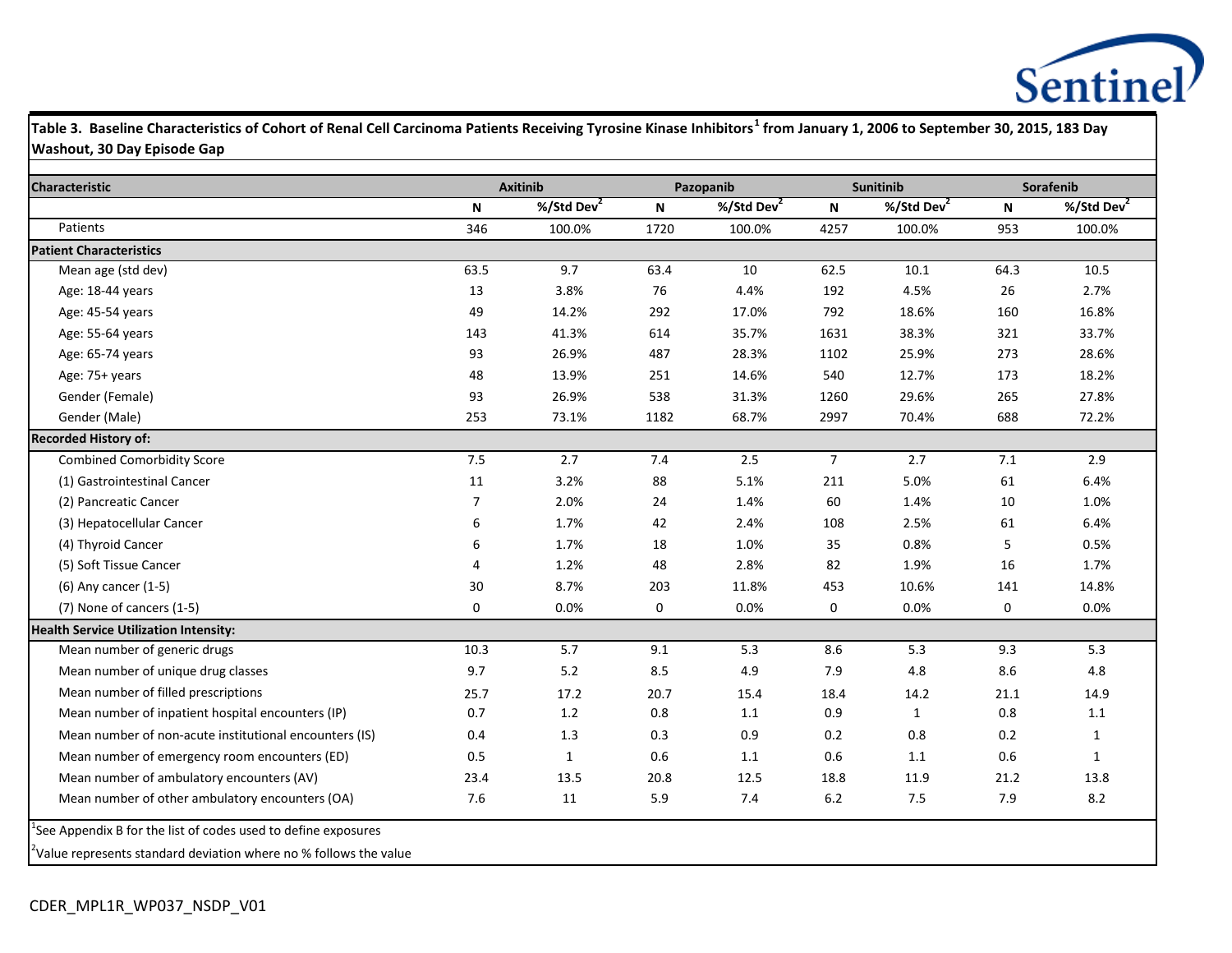**Table 3. Baseline Characteristics of Cohort of Renal Cell Carcinoma Patients Receiving Tyrosine Kinase Inhibitors[1] from January 1, 2006 to September 30, 2015, 183 Day Washout, 30 Day Episode Gap**

| Characteristic | Axitinib | | Pazopanib | | Sunitinib | | Sorafenib | |
|---|---|---|---|---|---|---|---|---|
| | N | %/Std Dev[2] | N | %/Std Dev[2] | N | %/Std Dev[2] | N | %/Std Dev[2] |
| Patients | 346 | 100.0% | 1720 | 100.0% | 4257 | 100.0% | 953 | 100.0% |
| **Patient Characteristics** | | | | | | | | |
| Mean age (std dev) | 63.5 | 9.7 | 63.4 | 10 | 62.5 | 10.1 | 64.3 | 10.5 |
| Age: 18-44 years | 13 | 3.8% | 76 | 4.4% | 192 | 4.5% | 26 | 2.7% |
| Age: 45-54 years | 49 | 14.2% | 292 | 17.0% | 792 | 18.6% | 160 | 16.8% |
| Age: 55-64 years | 143 | 41.3% | 614 | 35.7% | 1631 | 38.3% | 321 | 33.7% |
| Age: 65-74 years | 93 | 26.9% | 487 | 28.3% | 1102 | 25.9% | 273 | 28.6% |
| Age: 75+ years | 48 | 13.9% | 251 | 14.6% | 540 | 12.7% | 173 | 18.2% |
| Gender (Female) | 93 | 26.9% | 538 | 31.3% | 1260 | 29.6% | 265 | 27.8% |
| Gender (Male) | 253 | 73.1% | 1182 | 68.7% | 2997 | 70.4% | 688 | 72.2% |
| **Recorded History of:** | | | | | | | | |
| Combined Comorbidity Score | 7.5 | 2.7 | 7.4 | 2.5 | 7 | 2.7 | 7.1 | 2.9 |
| (1) Gastrointestinal Cancer | 11 | 3.2% | 88 | 5.1% | 211 | 5.0% | 61 | 6.4% |
| (2) Pancreatic Cancer | 7 | 2.0% | 24 | 1.4% | 60 | 1.4% | 10 | 1.0% |
| (3) Hepatocellular Cancer | 6 | 1.7% | 42 | 2.4% | 108 | 2.5% | 61 | 6.4% |
| (4) Thyroid Cancer | 6 | 1.7% | 18 | 1.0% | 35 | 0.8% | 5 | 0.5% |
| (5) Soft Tissue Cancer | 4 | 1.2% | 48 | 2.8% | 82 | 1.9% | 16 | 1.7% |
| (6) Any cancer (1-5) | 30 | 8.7% | 203 | 11.8% | 453 | 10.6% | 141 | 14.8% |
| (7) None of cancers (1-5) | 0 | 0.0% | 0 | 0.0% | 0 | 0.0% | 0 | 0.0% |
| **Health Service Utilization Intensity:** | | | | | | | | |
| Mean number of generic drugs | 10.3 | 5.7 | 9.1 | 5.3 | 8.6 | 5.3 | 9.3 | 5.3 |
| Mean number of unique drug classes | 9.7 | 5.2 | 8.5 | 4.9 | 7.9 | 4.8 | 8.6 | 4.8 |
| Mean number of filled prescriptions | 25.7 | 17.2 | 20.7 | 15.4 | 18.4 | 14.2 | 21.1 | 14.9 |
| Mean number of inpatient hospital encounters (IP) | 0.7 | 1.2 | 0.8 | 1.1 | 0.9 | 1 | 0.8 | 1.1 |
| Mean number of non-acute institutional encounters (IS) | 0.4 | 1.3 | 0.3 | 0.9 | 0.2 | 0.8 | 0.2 | 1 |
| Mean number of emergency room encounters (ED) | 0.5 | 1 | 0.6 | 1.1 | 0.6 | 1.1 | 0.6 | 1 |
| Mean number of ambulatory encounters (AV) | 23.4 | 13.5 | 20.8 | 12.5 | 18.8 | 11.9 | 21.2 | 13.8 |
| Mean number of other ambulatory encounters (OA) | 7.6 | 11 | 5.9 | 7.4 | 6.2 | 7.5 | 7.9 | 8.2 |

[1]See Appendix B for the list of codes used to define exposures

[2]Value represents standard deviation where no % follows the value

CDER_MPL1R_WP037_NSDP_V01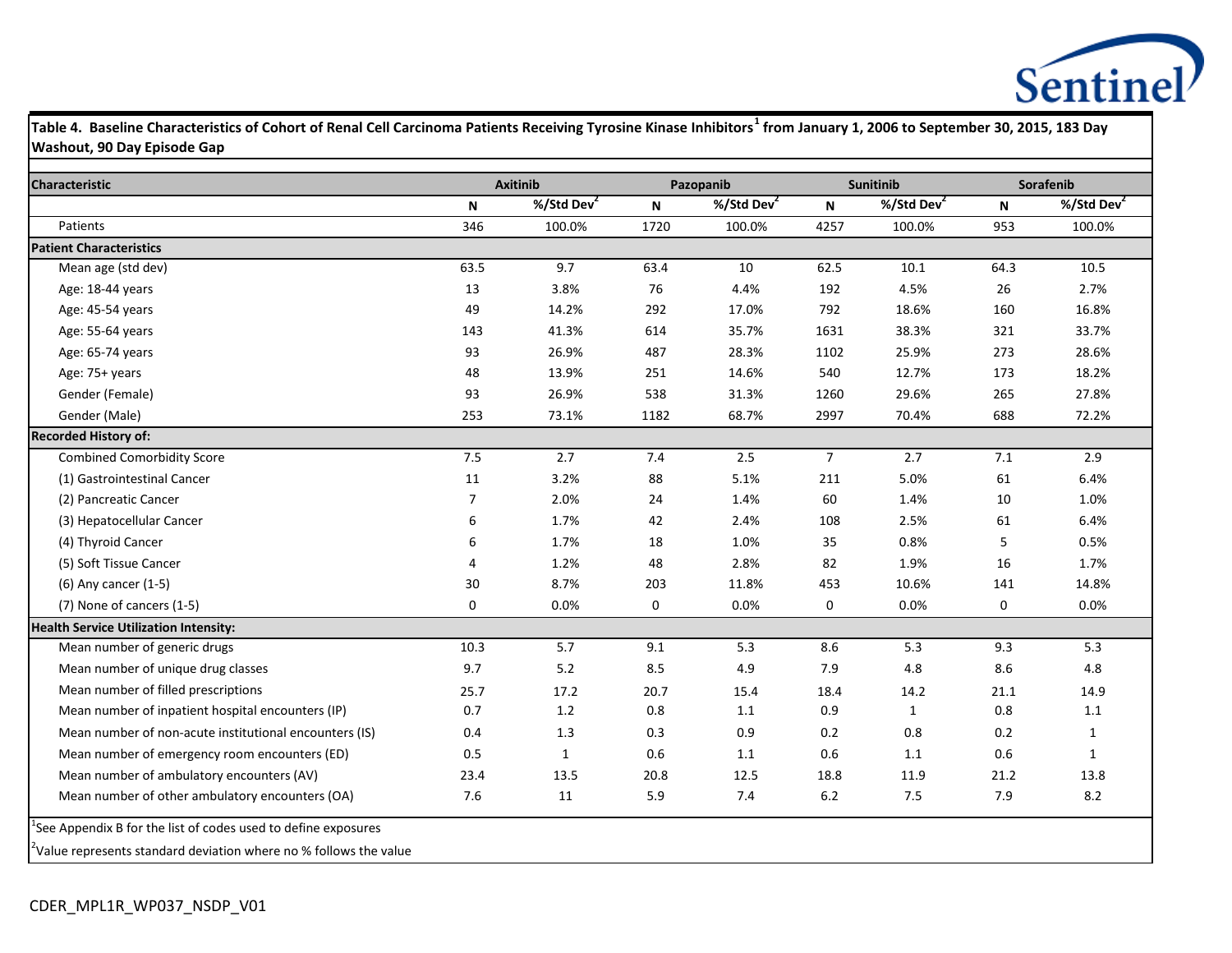**Table 4. Baseline Characteristics of Cohort of Renal Cell Carcinoma Patients Receiving Tyrosine Kinase Inhibitors[1] from January 1, 2006 to September 30, 2015, 183 Day Washout, 90 Day Episode Gap**

| Characteristic | Axitinib | | Pazopanib | | Sunitinib | | Sorafenib | |
|---|---|---|---|---|---|---|---|---|
| | N | %/Std Dev[2] | N | %/Std Dev[2] | N | %/Std Dev[2] | N | %/Std Dev[2] |
| Patients | 346 | 100.0% | 1720 | 100.0% | 4257 | 100.0% | 953 | 100.0% |
| **Patient Characteristics** | | | | | | | | |
| Mean age (std dev) | 63.5 | 9.7 | 63.4 | 10 | 62.5 | 10.1 | 64.3 | 10.5 |
| Age: 18-44 years | 13 | 3.8% | 76 | 4.4% | 192 | 4.5% | 26 | 2.7% |
| Age: 45-54 years | 49 | 14.2% | 292 | 17.0% | 792 | 18.6% | 160 | 16.8% |
| Age: 55-64 years | 143 | 41.3% | 614 | 35.7% | 1631 | 38.3% | 321 | 33.7% |
| Age: 65-74 years | 93 | 26.9% | 487 | 28.3% | 1102 | 25.9% | 273 | 28.6% |
| Age: 75+ years | 48 | 13.9% | 251 | 14.6% | 540 | 12.7% | 173 | 18.2% |
| Gender (Female) | 93 | 26.9% | 538 | 31.3% | 1260 | 29.6% | 265 | 27.8% |
| Gender (Male) | 253 | 73.1% | 1182 | 68.7% | 2997 | 70.4% | 688 | 72.2% |
| **Recorded History of:** | | | | | | | | |
| Combined Comorbidity Score | 7.5 | 2.7 | 7.4 | 2.5 | 7 | 2.7 | 7.1 | 2.9 |
| (1) Gastrointestinal Cancer | 11 | 3.2% | 88 | 5.1% | 211 | 5.0% | 61 | 6.4% |
| (2) Pancreatic Cancer | 7 | 2.0% | 24 | 1.4% | 60 | 1.4% | 10 | 1.0% |
| (3) Hepatocellular Cancer | 6 | 1.7% | 42 | 2.4% | 108 | 2.5% | 61 | 6.4% |
| (4) Thyroid Cancer | 6 | 1.7% | 18 | 1.0% | 35 | 0.8% | 5 | 0.5% |
| (5) Soft Tissue Cancer | 4 | 1.2% | 48 | 2.8% | 82 | 1.9% | 16 | 1.7% |
| (6) Any cancer (1-5) | 30 | 8.7% | 203 | 11.8% | 453 | 10.6% | 141 | 14.8% |
| (7) None of cancers (1-5) | 0 | 0.0% | 0 | 0.0% | 0 | 0.0% | 0 | 0.0% |
| **Health Service Utilization Intensity:** | | | | | | | | |
| Mean number of generic drugs | 10.3 | 5.7 | 9.1 | 5.3 | 8.6 | 5.3 | 9.3 | 5.3 |
| Mean number of unique drug classes | 9.7 | 5.2 | 8.5 | 4.9 | 7.9 | 4.8 | 8.6 | 4.8 |
| Mean number of filled prescriptions | 25.7 | 17.2 | 20.7 | 15.4 | 18.4 | 14.2 | 21.1 | 14.9 |
| Mean number of inpatient hospital encounters (IP) | 0.7 | 1.2 | 0.8 | 1.1 | 0.9 | 1 | 0.8 | 1.1 |
| Mean number of non-acute institutional encounters (IS) | 0.4 | 1.3 | 0.3 | 0.9 | 0.2 | 0.8 | 0.2 | 1 |
| Mean number of emergency room encounters (ED) | 0.5 | 1 | 0.6 | 1.1 | 0.6 | 1.1 | 0.6 | 1 |
| Mean number of ambulatory encounters (AV) | 23.4 | 13.5 | 20.8 | 12.5 | 18.8 | 11.9 | 21.2 | 13.8 |
| Mean number of other ambulatory encounters (OA) | 7.6 | 11 | 5.9 | 7.4 | 6.2 | 7.5 | 7.9 | 8.2 |

[1]See Appendix B for the list of codes used to define exposures

[2]Value represents standard deviation where no % follows the value

CDER_MPL1R_WP037_NSDP_V01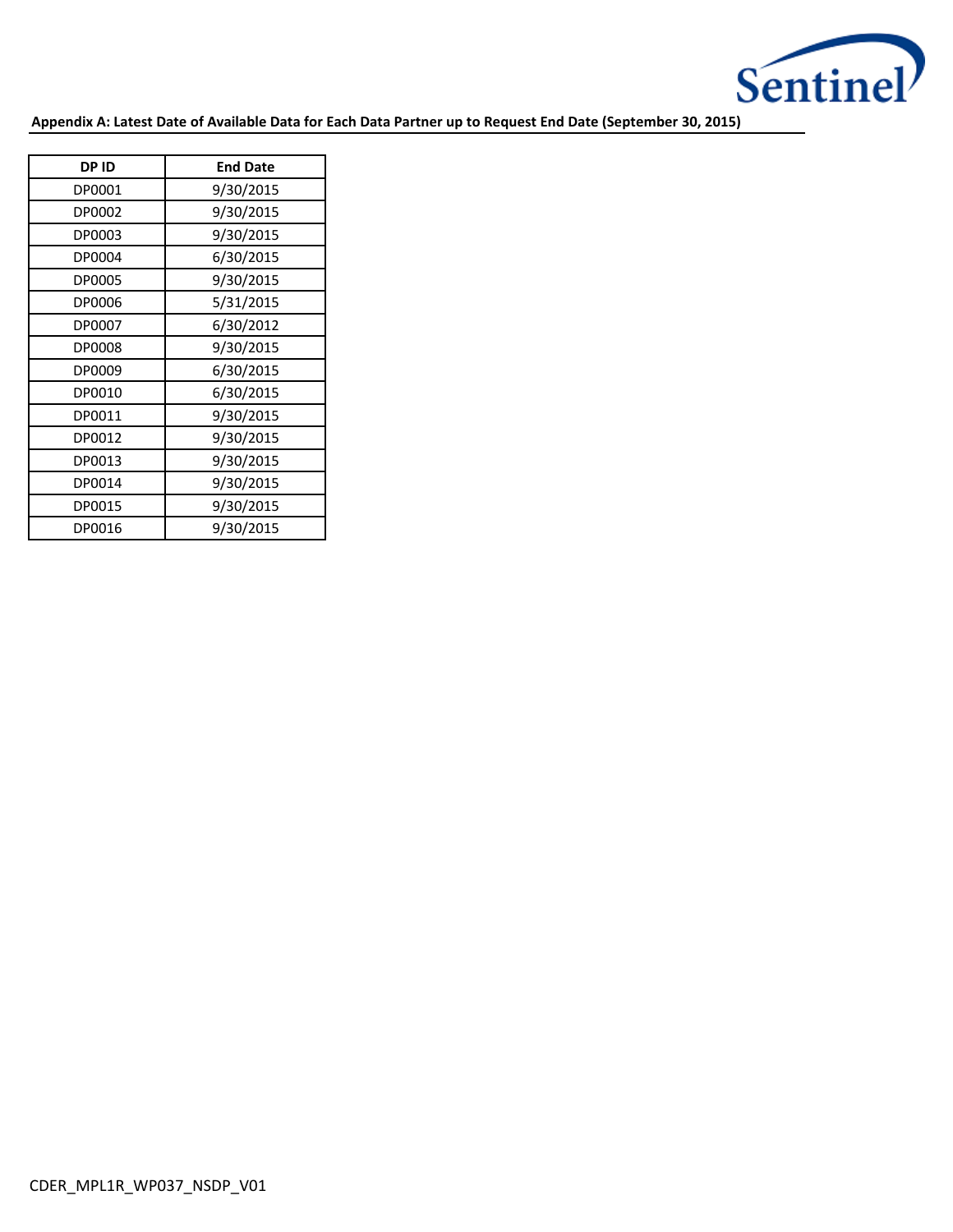**Appendix A: Latest Date of Available Data for Each Data Partner up to Request End Date (September 30, 2015)**

| DP ID | End Date |
|---|---|
| DP0001 | 9/30/2015 |
| DP0002 | 9/30/2015 |
| DP0003 | 9/30/2015 |
| DP0004 | 6/30/2015 |
| DP0005 | 9/30/2015 |
| DP0006 | 5/31/2015 |
| DP0007 | 6/30/2012 |
| DP0008 | 9/30/2015 |
| DP0009 | 6/30/2015 |
| DP0010 | 6/30/2015 |
| DP0011 | 9/30/2015 |
| DP0012 | 9/30/2015 |
| DP0013 | 9/30/2015 |
| DP0014 | 9/30/2015 |
| DP0015 | 9/30/2015 |
| DP0016 | 9/30/2015 |

CDER_MPL1R_WP037_NSDP_V01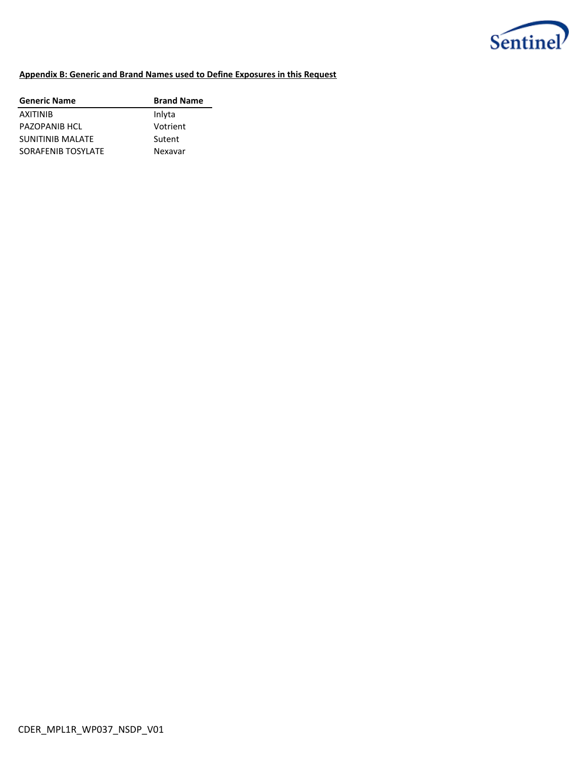**Appendix B: Generic and Brand Names used to Define Exposures in this Request**

| Generic Name | Brand Name |
|---|---|
| AXITINIB | Inlyta |
| PAZOPANIB HCL | Votrient |
| SUNITINIB MALATE | Sutent |
| SORAFENIB TOSYLATE | Nexavar |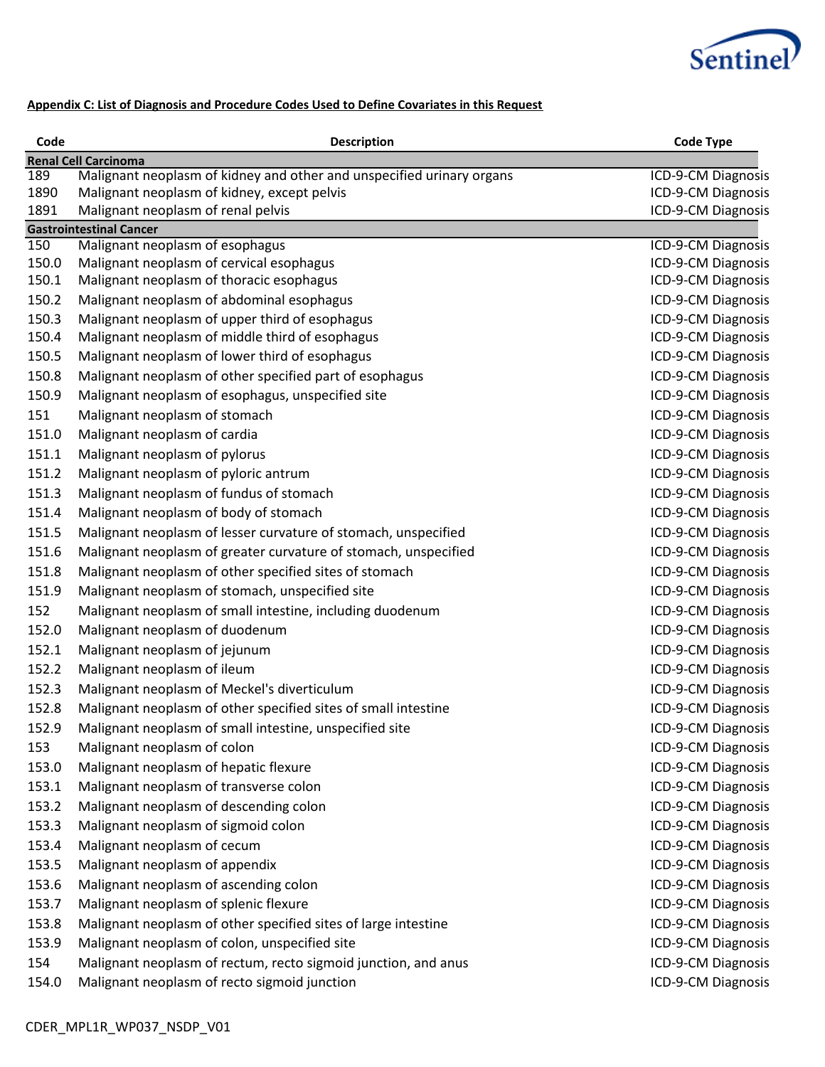**Appendix C: List of Diagnosis and Procedure Codes Used to Define Covariates in this Request**

| Code | Description | Code Type |
|---|---|---|
| **Renal Cell Carcinoma** | | |
| 189 | Malignant neoplasm of kidney and other and unspecified urinary organs | ICD-9-CM Diagnosis |
| 1890 | Malignant neoplasm of kidney, except pelvis | ICD-9-CM Diagnosis |
| 1891 | Malignant neoplasm of renal pelvis | ICD-9-CM Diagnosis |
| **Gastrointestinal Cancer** | | |
| 150 | Malignant neoplasm of esophagus | ICD-9-CM Diagnosis |
| 150.0 | Malignant neoplasm of cervical esophagus | ICD-9-CM Diagnosis |
| 150.1 | Malignant neoplasm of thoracic esophagus | ICD-9-CM Diagnosis |
| 150.2 | Malignant neoplasm of abdominal esophagus | ICD-9-CM Diagnosis |
| 150.3 | Malignant neoplasm of upper third of esophagus | ICD-9-CM Diagnosis |
| 150.4 | Malignant neoplasm of middle third of esophagus | ICD-9-CM Diagnosis |
| 150.5 | Malignant neoplasm of lower third of esophagus | ICD-9-CM Diagnosis |
| 150.8 | Malignant neoplasm of other specified part of esophagus | ICD-9-CM Diagnosis |
| 150.9 | Malignant neoplasm of esophagus, unspecified site | ICD-9-CM Diagnosis |
| 151 | Malignant neoplasm of stomach | ICD-9-CM Diagnosis |
| 151.0 | Malignant neoplasm of cardia | ICD-9-CM Diagnosis |
| 151.1 | Malignant neoplasm of pylorus | ICD-9-CM Diagnosis |
| 151.2 | Malignant neoplasm of pyloric antrum | ICD-9-CM Diagnosis |
| 151.3 | Malignant neoplasm of fundus of stomach | ICD-9-CM Diagnosis |
| 151.4 | Malignant neoplasm of body of stomach | ICD-9-CM Diagnosis |
| 151.5 | Malignant neoplasm of lesser curvature of stomach, unspecified | ICD-9-CM Diagnosis |
| 151.6 | Malignant neoplasm of greater curvature of stomach, unspecified | ICD-9-CM Diagnosis |
| 151.8 | Malignant neoplasm of other specified sites of stomach | ICD-9-CM Diagnosis |
| 151.9 | Malignant neoplasm of stomach, unspecified site | ICD-9-CM Diagnosis |
| 152 | Malignant neoplasm of small intestine, including duodenum | ICD-9-CM Diagnosis |
| 152.0 | Malignant neoplasm of duodenum | ICD-9-CM Diagnosis |
| 152.1 | Malignant neoplasm of jejunum | ICD-9-CM Diagnosis |
| 152.2 | Malignant neoplasm of ileum | ICD-9-CM Diagnosis |
| 152.3 | Malignant neoplasm of Meckel's diverticulum | ICD-9-CM Diagnosis |
| 152.8 | Malignant neoplasm of other specified sites of small intestine | ICD-9-CM Diagnosis |
| 152.9 | Malignant neoplasm of small intestine, unspecified site | ICD-9-CM Diagnosis |
| 153 | Malignant neoplasm of colon | ICD-9-CM Diagnosis |
| 153.0 | Malignant neoplasm of hepatic flexure | ICD-9-CM Diagnosis |
| 153.1 | Malignant neoplasm of transverse colon | ICD-9-CM Diagnosis |
| 153.2 | Malignant neoplasm of descending colon | ICD-9-CM Diagnosis |
| 153.3 | Malignant neoplasm of sigmoid colon | ICD-9-CM Diagnosis |
| 153.4 | Malignant neoplasm of cecum | ICD-9-CM Diagnosis |
| 153.5 | Malignant neoplasm of appendix | ICD-9-CM Diagnosis |
| 153.6 | Malignant neoplasm of ascending colon | ICD-9-CM Diagnosis |
| 153.7 | Malignant neoplasm of splenic flexure | ICD-9-CM Diagnosis |
| 153.8 | Malignant neoplasm of other specified sites of large intestine | ICD-9-CM Diagnosis |
| 153.9 | Malignant neoplasm of colon, unspecified site | ICD-9-CM Diagnosis |
| 154 | Malignant neoplasm of rectum, recto sigmoid junction, and anus | ICD-9-CM Diagnosis |
| 154.0 | Malignant neoplasm of recto sigmoid junction | ICD-9-CM Diagnosis |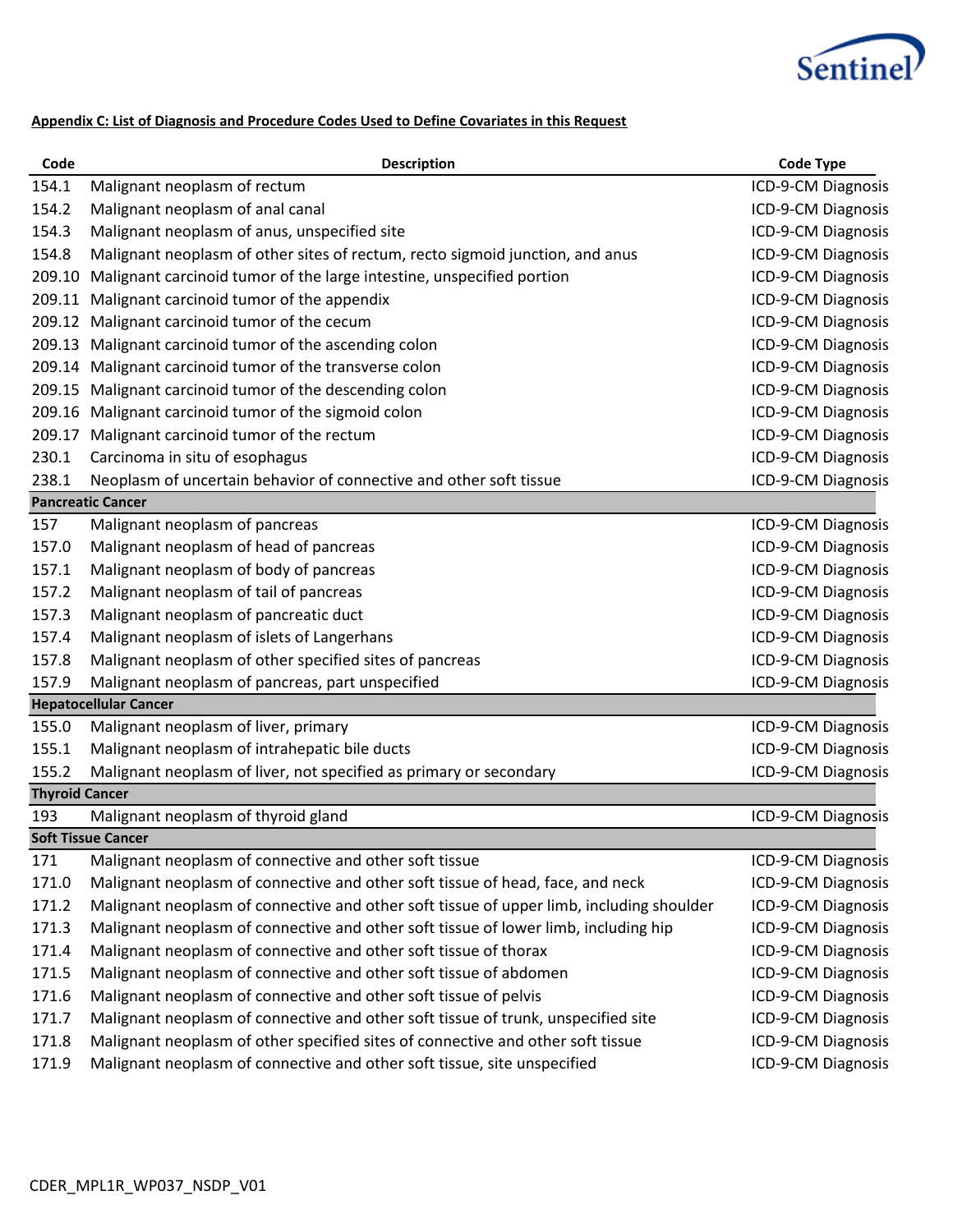**Appendix C: List of Diagnosis and Procedure Codes Used to Define Covariates in this Request**

| Code | Description | Code Type |
|---|---|---|
| 154.1 | Malignant neoplasm of rectum | ICD-9-CM Diagnosis |
| 154.2 | Malignant neoplasm of anal canal | ICD-9-CM Diagnosis |
| 154.3 | Malignant neoplasm of anus, unspecified site | ICD-9-CM Diagnosis |
| 154.8 | Malignant neoplasm of other sites of rectum, recto sigmoid junction, and anus | ICD-9-CM Diagnosis |
| 209.10 | Malignant carcinoid tumor of the large intestine, unspecified portion | ICD-9-CM Diagnosis |
| 209.11 | Malignant carcinoid tumor of the appendix | ICD-9-CM Diagnosis |
| 209.12 | Malignant carcinoid tumor of the cecum | ICD-9-CM Diagnosis |
| 209.13 | Malignant carcinoid tumor of the ascending colon | ICD-9-CM Diagnosis |
| 209.14 | Malignant carcinoid tumor of the transverse colon | ICD-9-CM Diagnosis |
| 209.15 | Malignant carcinoid tumor of the descending colon | ICD-9-CM Diagnosis |
| 209.16 | Malignant carcinoid tumor of the sigmoid colon | ICD-9-CM Diagnosis |
| 209.17 | Malignant carcinoid tumor of the rectum | ICD-9-CM Diagnosis |
| 230.1 | Carcinoma in situ of esophagus | ICD-9-CM Diagnosis |
| 238.1 | Neoplasm of uncertain behavior of connective and other soft tissue | ICD-9-CM Diagnosis |
| **Pancreatic Cancer** | | |
| 157 | Malignant neoplasm of pancreas | ICD-9-CM Diagnosis |
| 157.0 | Malignant neoplasm of head of pancreas | ICD-9-CM Diagnosis |
| 157.1 | Malignant neoplasm of body of pancreas | ICD-9-CM Diagnosis |
| 157.2 | Malignant neoplasm of tail of pancreas | ICD-9-CM Diagnosis |
| 157.3 | Malignant neoplasm of pancreatic duct | ICD-9-CM Diagnosis |
| 157.4 | Malignant neoplasm of islets of Langerhans | ICD-9-CM Diagnosis |
| 157.8 | Malignant neoplasm of other specified sites of pancreas | ICD-9-CM Diagnosis |
| 157.9 | Malignant neoplasm of pancreas, part unspecified | ICD-9-CM Diagnosis |
| **Hepatocellular Cancer** | | |
| 155.0 | Malignant neoplasm of liver, primary | ICD-9-CM Diagnosis |
| 155.1 | Malignant neoplasm of intrahepatic bile ducts | ICD-9-CM Diagnosis |
| 155.2 | Malignant neoplasm of liver, not specified as primary or secondary | ICD-9-CM Diagnosis |
| **Thyroid Cancer** | | |
| 193 | Malignant neoplasm of thyroid gland | ICD-9-CM Diagnosis |
| **Soft Tissue Cancer** | | |
| 171 | Malignant neoplasm of connective and other soft tissue | ICD-9-CM Diagnosis |
| 171.0 | Malignant neoplasm of connective and other soft tissue of head, face, and neck | ICD-9-CM Diagnosis |
| 171.2 | Malignant neoplasm of connective and other soft tissue of upper limb, including shoulder | ICD-9-CM Diagnosis |
| 171.3 | Malignant neoplasm of connective and other soft tissue of lower limb, including hip | ICD-9-CM Diagnosis |
| 171.4 | Malignant neoplasm of connective and other soft tissue of thorax | ICD-9-CM Diagnosis |
| 171.5 | Malignant neoplasm of connective and other soft tissue of abdomen | ICD-9-CM Diagnosis |
| 171.6 | Malignant neoplasm of connective and other soft tissue of pelvis | ICD-9-CM Diagnosis |
| 171.7 | Malignant neoplasm of connective and other soft tissue of trunk, unspecified site | ICD-9-CM Diagnosis |
| 171.8 | Malignant neoplasm of other specified sites of connective and other soft tissue | ICD-9-CM Diagnosis |
| 171.9 | Malignant neoplasm of connective and other soft tissue, site unspecified | ICD-9-CM Diagnosis |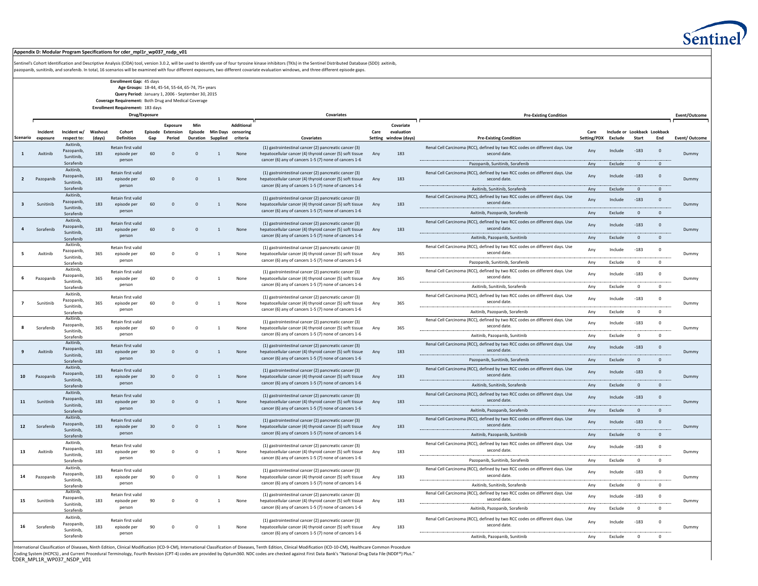## Appendix D: Modular Program Specifications for cder_mpl1r_wp037_nsdp_v01

Sentinel's Cohort Identification and Descriptive Analysis (CIDA) tool, version 3.0.2, will be used to identify use of four tyrosine kinase inhibitors (TKIs) in the Sentinel Distributed Database (SDD): axitinib, pazopanib, sunitinib, and sorafenib. In total, 16 scenarios will be examined with four different exposures, two different covariate evaluation windows, and three different episode gaps.

**Enrollment Gap:** 45 days
**Age Groups:** 18-44, 45-54, 55-64, 65-74, 75+ years
**Query Period:** January 1, 2006 - September 30, 2015
**Coverage Requirement:** Both Drug and Medical Coverage
**Enrollment Requirement:** 183 days

| | Drug/Exposure | | | | | | | | | Covariates | | | Pre-Existing Condition | | | | | Event/Outcome |
|---|---|---|---|---|---|---|---|---|---|---|---|---|---|---|---|---|---|---|
| Scenario | Incident exposure | Incident w/ respect to: | Washout (days) | Cohort Definition | Episode Gap | Exposure Extension Period | Min Episode Duration | Min Days Supplied | Additional censoring criteria | Covariates | Care Setting | Covariate evaluation window (days) | Pre-Existing Condition | Care Setting/PDX | Include or Exclude | Lookback Start | Lookback End | Event/ Outcome |
| 1 | Axitinib | Axitinib, Pazopanib, Sunitinib, Sorafenib | 183 | Retain first valid episode per person | 60 | 0 | 0 | 1 | None | (1) gastrointestinal cancer (2) pancreatic cancer (3) hepatocellular cancer (4) thyroid cancer (5) soft tissue cancer (6) any of cancers 1-5 (7) none of cancers 1-6 | Any | 183 | Renal Cell Carcinoma (RCC), defined by two RCC codes on different days. Use second date. | Any | Include | -183 | 0 | Dummy |
| | | | | | | | | | | | | | Pazopanib, Sunitinib, Sorafenib | Any | Exclude | 0 | 0 | |
| 2 | Pazopanib | Axitinib, Pazopanib, Sunitinib, Sorafenib | 183 | Retain first valid episode per person | 60 | 0 | 0 | 1 | None | (1) gastrointestinal cancer (2) pancreatic cancer (3) hepatocellular cancer (4) thyroid cancer (5) soft tissue cancer (6) any of cancers 1-5 (7) none of cancers 1-6 | Any | 183 | Renal Cell Carcinoma (RCC), defined by two RCC codes on different days. Use second date. | Any | Include | -183 | 0 | Dummy |
| | | | | | | | | | | | | | Axitinib, Sunitinib, Sorafenib | Any | Exclude | 0 | 0 | |
| 3 | Sunitinib | Axitinib, Pazopanib, Sunitinib, Sorafenib | 183 | Retain first valid episode per person | 60 | 0 | 0 | 1 | None | (1) gastrointestinal cancer (2) pancreatic cancer (3) hepatocellular cancer (4) thyroid cancer (5) soft tissue cancer (6) any of cancers 1-5 (7) none of cancers 1-6 | Any | 183 | Renal Cell Carcinoma (RCC), defined by two RCC codes on different days. Use second date. | Any | Include | -183 | 0 | Dummy |
| | | | | | | | | | | | | | Axitinib, Pazopanib, Sorafenib | Any | Exclude | 0 | 0 | |
| 4 | Sorafenib | Axitinib, Pazopanib, Sunitinib, Sorafenib | 183 | Retain first valid episode per person | 60 | 0 | 0 | 1 | None | (1) gastrointestinal cancer (2) pancreatic cancer (3) hepatocellular cancer (4) thyroid cancer (5) soft tissue cancer (6) any of cancers 1-5 (7) none of cancers 1-6 | Any | 183 | Renal Cell Carcinoma (RCC), defined by two RCC codes on different days. Use second date. | Any | Include | -183 | 0 | Dummy |
| | | | | | | | | | | | | | Axitinib, Pazopanib, Sunitinib | Any | Exclude | 0 | 0 | |
| 5 | Axitinib | Axitinib, Pazopanib, Sunitinib, Sorafenib | 365 | Retain first valid episode per person | 60 | 0 | 0 | 1 | None | (1) gastrointestinal cancer (2) pancreatic cancer (3) hepatocellular cancer (4) thyroid cancer (5) soft tissue cancer (6) any of cancers 1-5 (7) none of cancers 1-6 | Any | 365 | Renal Cell Carcinoma (RCC), defined by two RCC codes on different days. Use second date. | Any | Include | -183 | 0 | Dummy |
| | | | | | | | | | | | | | Pazopanib, Sunitinib, Sorafenib | Any | Exclude | 0 | 0 | |
| 6 | Pazopanib | Axitinib, Pazopanib, Sunitinib, Sorafenib | 365 | Retain first valid episode per person | 60 | 0 | 0 | 1 | None | (1) gastrointestinal cancer (2) pancreatic cancer (3) hepatocellular cancer (4) thyroid cancer (5) soft tissue cancer (6) any of cancers 1-5 (7) none of cancers 1-6 | Any | 365 | Renal Cell Carcinoma (RCC), defined by two RCC codes on different days. Use second date. | Any | Include | -183 | 0 | Dummy |
| | | | | | | | | | | | | | Axitinib, Sunitinib, Sorafenib | Any | Exclude | 0 | 0 | |
| 7 | Sunitinib | Axitinib, Pazopanib, Sunitinib, Sorafenib | 365 | Retain first valid episode per person | 60 | 0 | 0 | 1 | None | (1) gastrointestinal cancer (2) pancreatic cancer (3) hepatocellular cancer (4) thyroid cancer (5) soft tissue cancer (6) any of cancers 1-5 (7) none of cancers 1-6 | Any | 365 | Renal Cell Carcinoma (RCC), defined by two RCC codes on different days. Use second date. | Any | Include | -183 | 0 | Dummy |
| | | | | | | | | | | | | | Axitinib, Pazopanib, Sorafenib | Any | Exclude | 0 | 0 | |
| 8 | Sorafenib | Axitinib, Pazopanib, Sunitinib, Sorafenib | 365 | Retain first valid episode per person | 60 | 0 | 0 | 1 | None | (1) gastrointestinal cancer (2) pancreatic cancer (3) hepatocellular cancer (4) thyroid cancer (5) soft tissue cancer (6) any of cancers 1-5 (7) none of cancers 1-6 | Any | 365 | Renal Cell Carcinoma (RCC), defined by two RCC codes on different days. Use second date. | Any | Include | -183 | 0 | Dummy |
| | | | | | | | | | | | | | Axitinib, Pazopanib, Sunitinib | Any | Exclude | 0 | 0 | |
| 9 | Axitinib | Axitinib, Pazopanib, Sunitinib, Sorafenib | 183 | Retain first valid episode per person | 30 | 0 | 0 | 1 | None | (1) gastrointestinal cancer (2) pancreatic cancer (3) hepatocellular cancer (4) thyroid cancer (5) soft tissue cancer (6) any of cancers 1-5 (7) none of cancers 1-6 | Any | 183 | Renal Cell Carcinoma (RCC), defined by two RCC codes on different days. Use second date. | Any | Include | -183 | 0 | Dummy |
| | | | | | | | | | | | | | Pazopanib, Sunitinib, Sorafenib | Any | Exclude | 0 | 0 | |
| 10 | Pazopanib | Axitinib, Pazopanib, Sunitinib, Sorafenib | 183 | Retain first valid episode per person | 30 | 0 | 0 | 1 | None | (1) gastrointestinal cancer (2) pancreatic cancer (3) hepatocellular cancer (4) thyroid cancer (5) soft tissue cancer (6) any of cancers 1-5 (7) none of cancers 1-6 | Any | 183 | Renal Cell Carcinoma (RCC), defined by two RCC codes on different days. Use second date. | Any | Include | -183 | 0 | Dummy |
| | | | | | | | | | | | | | Axitinib, Sunitinib, Sorafenib | Any | Exclude | 0 | 0 | |
| 11 | Sunitinib | Axitinib, Pazopanib, Sunitinib, Sorafenib | 183 | Retain first valid episode per person | 30 | 0 | 0 | 1 | None | (1) gastrointestinal cancer (2) pancreatic cancer (3) hepatocellular cancer (4) thyroid cancer (5) soft tissue cancer (6) any of cancers 1-5 (7) none of cancers 1-6 | Any | 183 | Renal Cell Carcinoma (RCC), defined by two RCC codes on different days. Use second date. | Any | Include | -183 | 0 | Dummy |
| | | | | | | | | | | | | | Axitinib, Pazopanib, Sorafenib | Any | Exclude | 0 | 0 | |
| 12 | Sorafenib | Axitinib, Pazopanib, Sunitinib, Sorafenib | 183 | Retain first valid episode per person | 30 | 0 | 0 | 1 | None | (1) gastrointestinal cancer (2) pancreatic cancer (3) hepatocellular cancer (4) thyroid cancer (5) soft tissue cancer (6) any of cancers 1-5 (7) none of cancers 1-6 | Any | 183 | Renal Cell Carcinoma (RCC), defined by two RCC codes on different days. Use second date. | Any | Include | -183 | 0 | Dummy |
| | | | | | | | | | | | | | Axitinib, Pazopanib, Sunitinib | Any | Exclude | 0 | 0 | |
| 13 | Axitinib | Axitinib, Pazopanib, Sunitinib, Sorafenib | 183 | Retain first valid episode per person | 90 | 0 | 0 | 1 | None | (1) gastrointestinal cancer (2) pancreatic cancer (3) hepatocellular cancer (4) thyroid cancer (5) soft tissue cancer (6) any of cancers 1-5 (7) none of cancers 1-6 | Any | 183 | Renal Cell Carcinoma (RCC), defined by two RCC codes on different days. Use second date. | Any | Include | -183 | 0 | Dummy |
| | | | | | | | | | | | | | Pazopanib, Sunitinib, Sorafenib | Any | Exclude | 0 | 0 | |
| 14 | Pazopanib | Axitinib, Pazopanib, Sunitinib, Sorafenib | 183 | Retain first valid episode per person | 90 | 0 | 0 | 1 | None | (1) gastrointestinal cancer (2) pancreatic cancer (3) hepatocellular cancer (4) thyroid cancer (5) soft tissue cancer (6) any of cancers 1-5 (7) none of cancers 1-6 | Any | 183 | Renal Cell Carcinoma (RCC), defined by two RCC codes on different days. Use second date. | Any | Include | -183 | 0 | Dummy |
| | | | | | | | | | | | | | Axitinib, Sunitinib, Sorafenib | Any | Exclude | 0 | 0 | |
| 15 | Sunitinib | Axitinib, Pazopanib, Sunitinib, Sorafenib | 183 | Retain first valid episode per person | 90 | 0 | 0 | 1 | None | (1) gastrointestinal cancer (2) pancreatic cancer (3) hepatocellular cancer (4) thyroid cancer (5) soft tissue cancer (6) any of cancers 1-5 (7) none of cancers 1-6 | Any | 183 | Renal Cell Carcinoma (RCC), defined by two RCC codes on different days. Use second date. | Any | Include | -183 | 0 | Dummy |
| | | | | | | | | | | | | | Axitinib, Pazopanib, Sorafenib | Any | Exclude | 0 | 0 | |
| 16 | Sorafenib | Axitinib, Pazopanib, Sunitinib, Sorafenib | 183 | Retain first valid episode per person | 90 | 0 | 0 | 1 | None | (1) gastrointestinal cancer (2) pancreatic cancer (3) hepatocellular cancer (4) thyroid cancer (5) soft tissue cancer (6) any of cancers 1-5 (7) none of cancers 1-6 | Any | 183 | Renal Cell Carcinoma (RCC), defined by two RCC codes on different days. Use second date. | Any | Include | -183 | 0 | Dummy |
| | | | | | | | | | | | | | Axitinib, Pazopanib, Sunitinib | Any | Exclude | 0 | 0 | |

International Classification of Diseases, Ninth Edition, Clinical Modification (ICD-9-CM), International Classification of Diseases, Tenth Edition, Clinical Modification (ICD-10-CM), Healthcare Common Procedure Coding System (HCPCS) , and Current Procedural Terminology, Fourth Revision (CPT-4) codes are provided by Optum360. NDC codes are checked against First Data Bank's "National Drug Data File (NDDF®) Plus."

CDER_MPL1R_WP037_NSDP_V01